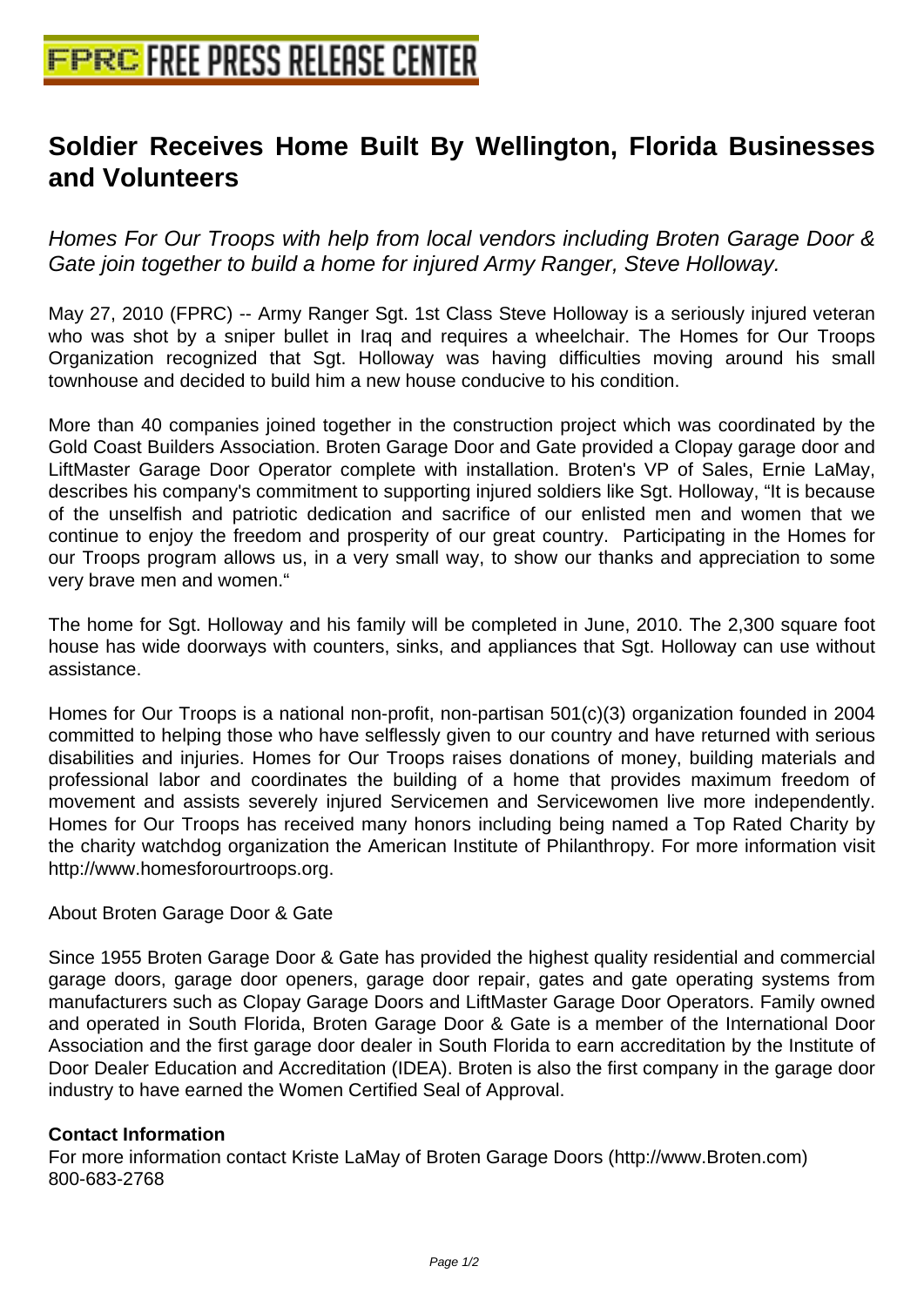# Soldier Receives Home Built By Wellington, Florida Businesses and Volunteers

*Homes For Our Troops with help from local vendors including Broten Garage Door & Gate join together to build a home for injured Army Ranger, Steve Holloway.*

May 27, 2010 (FPRC) -- Army Ranger Sgt. 1st Class Steve Holloway is a seriously injured veteran who was shot by a sniper bullet in Iraq and requires a wheelchair. The Homes for Our Troops Organization recognized that Sgt. Holloway was having difficulties moving around his small townhouse and decided to build him a new house conducive to his condition.

More than 40 companies joined together in the construction project which was coordinated by the Gold Coast Builders Association. Broten Garage Door and Gate provided a Clopay garage door and LiftMaster Garage Door Operator complete with installation. Broten's VP of Sales, Ernie LaMay, describes his company's commitment to supporting injured soldiers like Sgt. Holloway, "It is because of the unselfish and patriotic dedication and sacrifice of our enlisted men and women that we continue to enjoy the freedom and prosperity of our great country. Participating in the Homes for our Troops program allows us, in a very small way, to show our thanks and appreciation to some very brave men and women."

The home for Sgt. Holloway and his family will be completed in June, 2010. The 2,300 square foot house has wide doorways with counters, sinks, and appliances that Sgt. Holloway can use without assistance.

Homes for Our Troops is a national non-profit, non-partisan 501(c)(3) organization founded in 2004 committed to helping those who have selflessly given to our country and have returned with serious disabilities and injuries. Homes for Our Troops raises donations of money, building materials and professional labor and coordinates the building of a home that provides maximum freedom of movement and assists severely injured Servicemen and Servicewomen live more independently. Homes for Our Troops has received many honors including being named a Top Rated Charity by the charity watchdog organization the American Institute of Philanthropy. For more information visit http://www.homesforourtroops.org.

About Broten Garage Door & Gate

Since 1955 Broten Garage Door & Gate has provided the highest quality residential and commercial garage doors, garage door openers, garage door repair, gates and gate operating systems from manufacturers such as Clopay Garage Doors and LiftMaster Garage Door Operators. Family owned and operated in South Florida, Broten Garage Door & Gate is a member of the International Door Association and the first garage door dealer in South Florida to earn accreditation by the Institute of Door Dealer Education and Accreditation (IDEA). Broten is also the first company in the garage door industry to have earned the Women Certified Seal of Approval.

**Contact Information**

For more information contact Kriste LaMay of Broten Garage Doors (http://www.Broten.com)
800-683-2768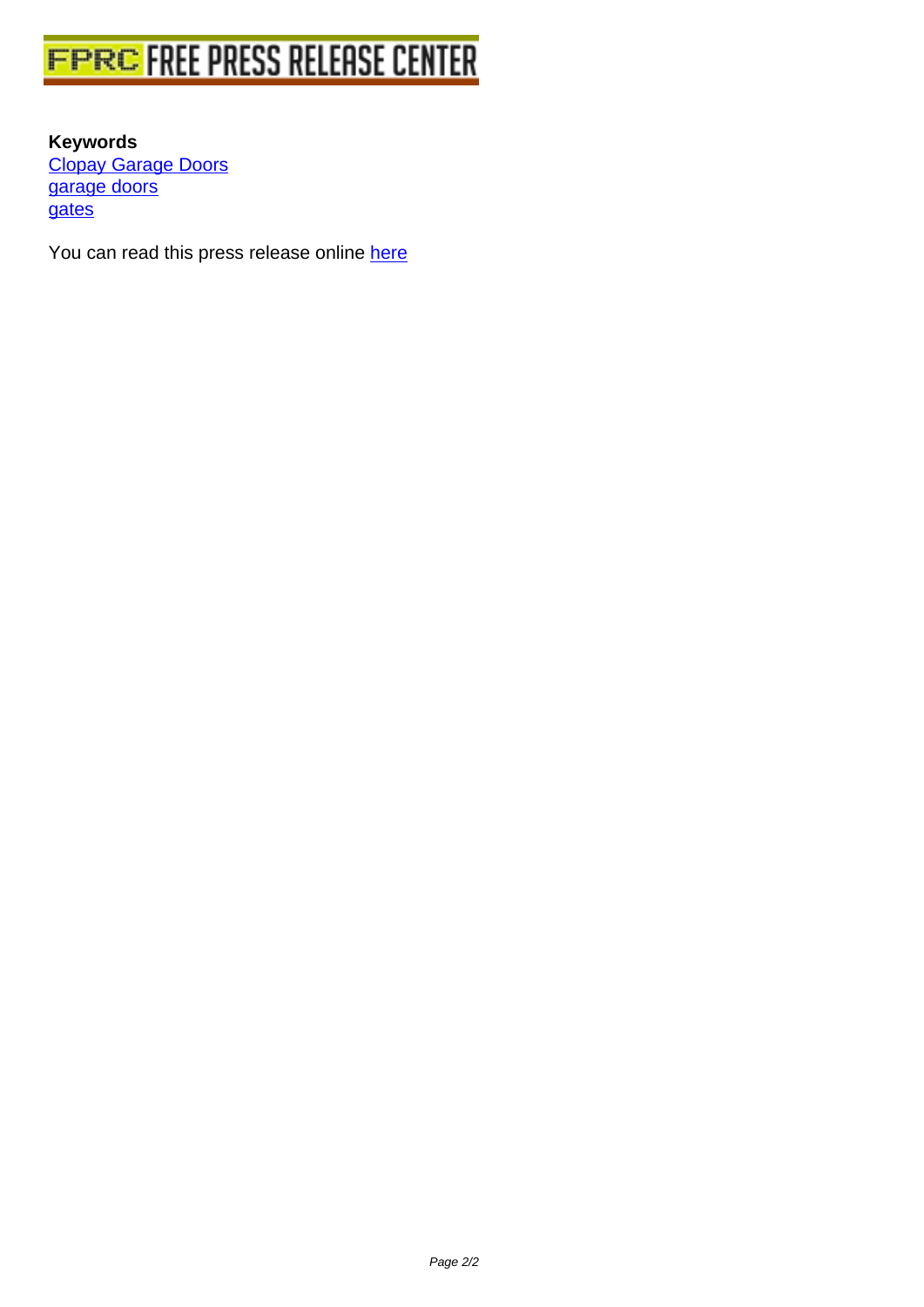**Keywords**

Clopay Garage Doors
garage doors
gates

You can read this press release online here